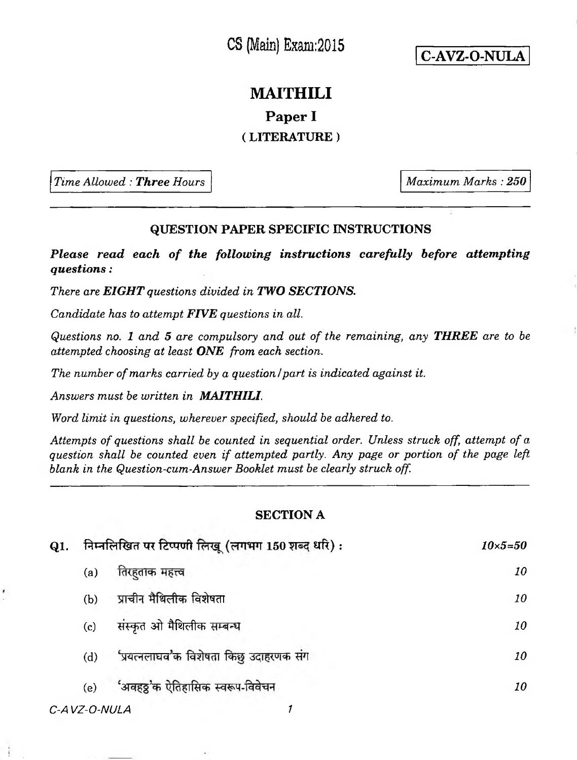CS (Main) Exam:2015

**C-AVZ-O-NULA**

# MAITHILI

## Paper I

### ( LITERATURE )

*Time Allowed : **Three** Hours*

*Maximum Marks : **250***

---

**QUESTION PAPER SPECIFIC INSTRUCTIONS**

***Please read each of the following instructions carefully before attempting questions :***

*There are **EIGHT** questions divided in **TWO SECTIONS.***

*Candidate has to attempt **FIVE** questions in all.*

*Questions no. 1 and 5 are compulsory and out of the remaining, any **THREE** are to be attempted choosing at least **ONE** from each section.*

*The number of marks carried by a question / part is indicated against it.*

*Answers must be written in **MAITHILI**.*

*Word limit in questions, wherever specified, should be adhered to.*

*Attempts of questions shall be counted in sequential order. Unless struck off, attempt of a question shall be counted even if attempted partly. Any page or portion of the page left blank in the Question-cum-Answer Booklet must be clearly struck off.*

---

## SECTION A

**Q1.** निम्नलिखित पर टिप्पणी लिखू (लगभग 150 शब्द धरि) : *10×5=50*

(a) तिरहुताक महत्त्व *10*

(b) प्राचीन मैथिलीक विशेषता *10*

(c) संस्कृत ओ मैथिलीक सम्बन्ध *10*

(d) 'प्रयत्नलाघव'क विशेषता किछु उदाहरणक संग *10*

(e) 'अवहट्ठ'क ऐतिहासिक स्वरूप-विवेचन *10*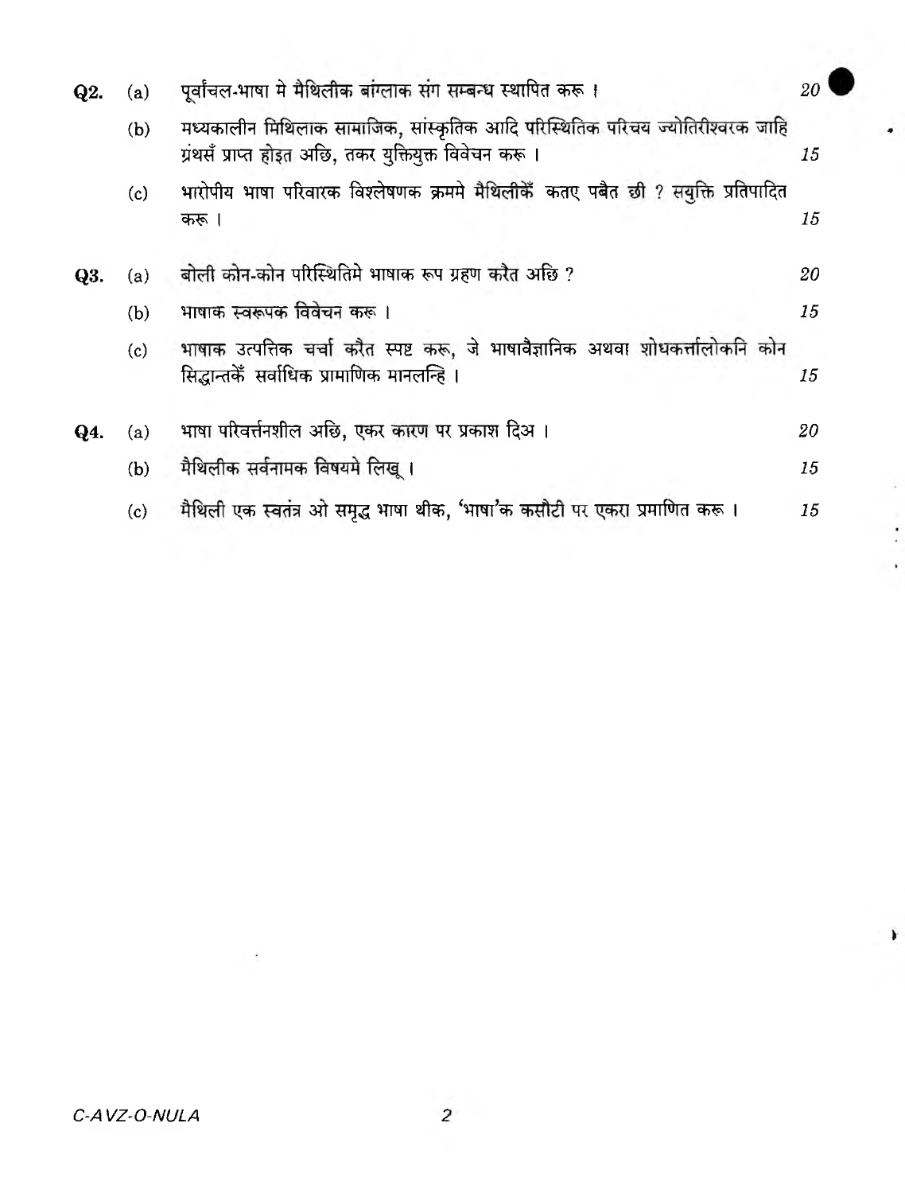**Q2.** (a) पूर्वांचल-भाषा मे मैथिलीक बांग्लाक संग सम्बन्ध स्थापित करू । 20

(b) मध्यकालीन मिथिलाक सामाजिक, सांस्कृतिक आदि परिस्थितिक परिचय ज्योतिरीश्वरक जाहि ग्रंथसँ प्राप्त होइत अछि, तकर युक्तियुक्त विवेचन करू । 15

(c) भारोपीय भाषा परिवारक विश्लेषणक क्रममे मैथिलीकेँ कतए पबैत छी ? सयुक्ति प्रतिपादित करू । 15

**Q3.** (a) बोली कोन-कोन परिस्थितिमे भाषाक रूप ग्रहण करैत अछि ? 20

(b) भाषाक स्वरूपक विवेचन करू । 15

(c) भाषाक उत्पत्तिक चर्चा करैत स्पष्ट करू, जे भाषावैज्ञानिक अथवा शोधकर्त्तालोकनि कोन सिद्धान्तकेँ सर्वाधिक प्रामाणिक मानलन्हि । 15

**Q4.** (a) भाषा परिवर्त्तनशील अछि, एकर कारण पर प्रकाश दिअ । 20

(b) मैथिलीक सर्वनामक विषयमे लिखू । 15

(c) मैथिली एक स्वतंत्र ओ समृद्ध भाषा थीक, 'भाषा'क कसौटी पर एकरा प्रमाणित करू । 15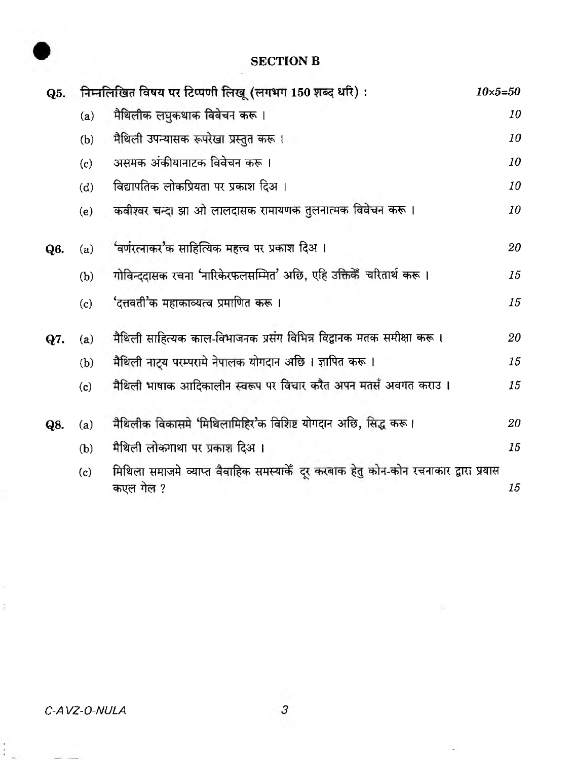## SECTION B

**Q5.** **निम्नलिखित विषय पर टिप्पणी लिखू (लगभग 150 शब्द धरि) :** *10×5=50*

(a) मैथिलीक लघुकथाक विवेचन करू । *10*

(b) मैथिली उपन्यासक रूपरेखा प्रस्तुत करू । *10*

(c) असमक अंकीयानाटक विवेचन करू । *10*

(d) विद्यापतिक लोकप्रियता पर प्रकाश दिअ । *10*

(e) कवीश्वर चन्दा झा ओ लालदासक रामायणक तुलनात्मक विवेचन करू । *10*

**Q6.** (a) 'वर्णरत्नाकर'क साहित्यिक महत्त्व पर प्रकाश दिअ । *20*

(b) गोविन्ददासक रचना 'नारिकेरफलसम्मित' अछि, एहि उक्तिकेँ चरितार्थ करू । *15*

(c) 'दत्तवती'क महाकाव्यत्व प्रमाणित करू । *15*

**Q7.** (a) मैथिली साहित्यक काल-विभाजनक प्रसंग विभिन्न विद्वानक मतक समीक्षा करू । *20*

(b) मैथिली नाट्य परम्परामे नेपालक योगदान अछि । ज्ञापित करू । *15*

(c) मैथिली भाषाक आदिकालीन स्वरूप पर विचार करैत अपन मतसँ अवगत कराउ । *15*

**Q8.** (a) मैथिलीक विकासमे 'मिथिलामिहिर'क विशिष्ट योगदान अछि, सिद्ध करू । *20*

(b) मैथिली लोकगाथा पर प्रकाश दिअ । *15*

(c) मिथिला समाजमे व्याप्त वैवाहिक समस्याकेँ दूर करबाक हेतु कोन-कोन रचनाकार द्वारा प्रयास कएल गेल ? *15*